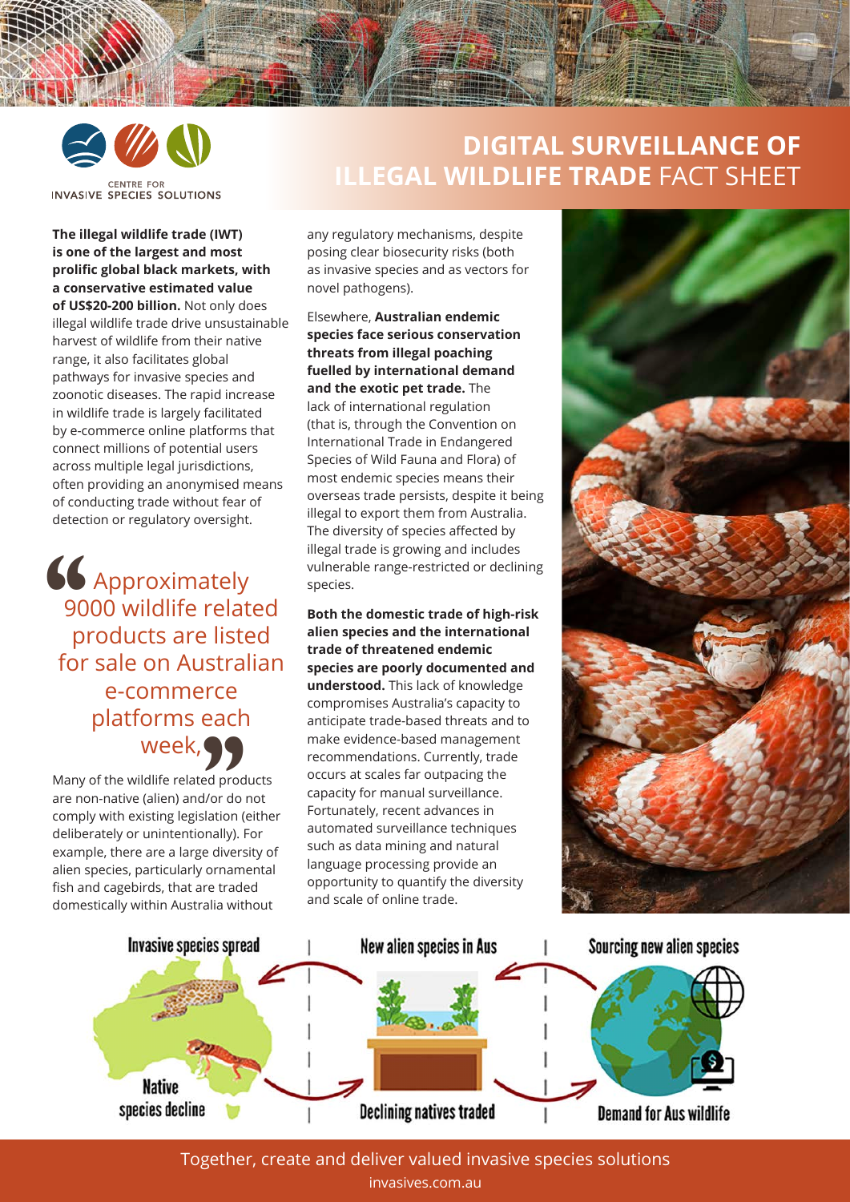CENTRE FOR INVASIVE SPECIES SOLUTIONS

# DIGITAL SURVEILLANCE OF ILLEGAL WILDLIFE TRADE FACT SHEET

**The illegal wildlife trade (IWT) is one of the largest and most prolific global black markets, with a conservative estimated value of US$20-200 billion.** Not only does illegal wildlife trade drive unsustainable harvest of wildlife from their native range, it also facilitates global pathways for invasive species and zoonotic diseases. The rapid increase in wildlife trade is largely facilitated by e-commerce online platforms that connect millions of potential users across multiple legal jurisdictions, often providing an anonymised means of conducting trade without fear of detection or regulatory oversight.

> "Approximately 9000 wildlife related products are listed for sale on Australian e-commerce platforms each week,"

Many of the wildlife related products are non-native (alien) and/or do not comply with existing legislation (either deliberately or unintentionally). For example, there are a large diversity of alien species, particularly ornamental fish and cagebirds, that are traded domestically within Australia without any regulatory mechanisms, despite posing clear biosecurity risks (both as invasive species and as vectors for novel pathogens).

Elsewhere, **Australian endemic species face serious conservation threats from illegal poaching fuelled by international demand and the exotic pet trade.** The lack of international regulation (that is, through the Convention on International Trade in Endangered Species of Wild Fauna and Flora) of most endemic species means their overseas trade persists, despite it being illegal to export them from Australia. The diversity of species affected by illegal trade is growing and includes vulnerable range-restricted or declining species.

**Both the domestic trade of high-risk alien species and the international trade of threatened endemic species are poorly documented and understood.** This lack of knowledge compromises Australia's capacity to anticipate trade-based threats and to make evidence-based management recommendations. Currently, trade occurs at scales far outpacing the capacity for manual surveillance. Fortunately, recent advances in automated surveillance techniques such as data mining and natural language processing provide an opportunity to quantify the diversity and scale of online trade.

Invasive species spread | New alien species in Aus | Sourcing new alien species

Native species decline | Declining natives traded | Demand for Aus wildlife

Together, create and deliver valued invasive species solutions
invasives.com.au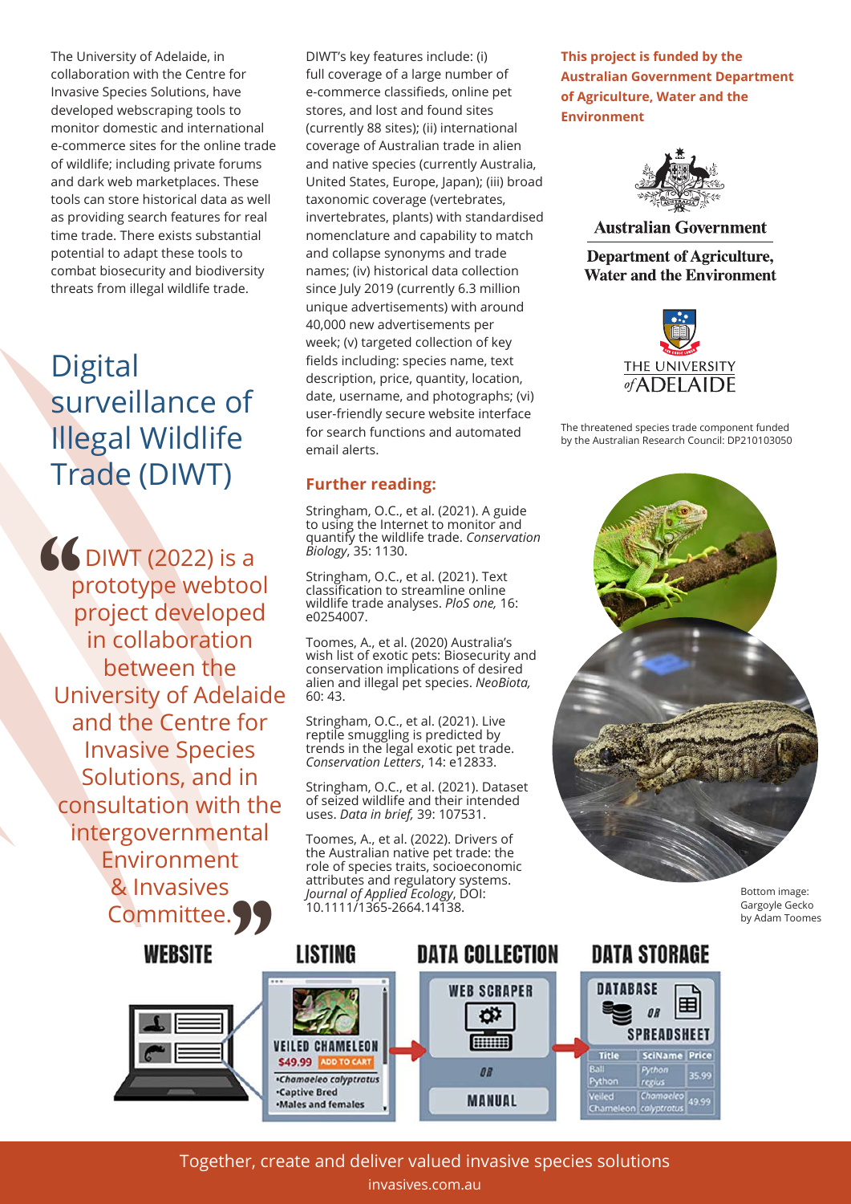The University of Adelaide, in collaboration with the Centre for Invasive Species Solutions, have developed webscraping tools to monitor domestic and international e-commerce sites for the online trade of wildlife; including private forums and dark web marketplaces. These tools can store historical data as well as providing search features for real time trade. There exists substantial potential to adapt these tools to combat biosecurity and biodiversity threats from illegal wildlife trade.

# Digital surveillance of Illegal Wildlife Trade (DIWT)

> DIWT (2022) is a prototype webtool project developed in collaboration between the University of Adelaide and the Centre for Invasive Species Solutions, and in consultation with the intergovernmental Environment & Invasives Committee.

DIWT's key features include: (i) full coverage of a large number of e-commerce classifieds, online pet stores, and lost and found sites (currently 88 sites); (ii) international coverage of Australian trade in alien and native species (currently Australia, United States, Europe, Japan); (iii) broad taxonomic coverage (vertebrates, invertebrates, plants) with standardised nomenclature and capability to match and collapse synonyms and trade names; (iv) historical data collection since July 2019 (currently 6.3 million unique advertisements) with around 40,000 new advertisements per week; (v) targeted collection of key fields including: species name, text description, price, quantity, location, date, username, and photographs; (vi) user-friendly secure website interface for search functions and automated email alerts.

## Further reading:

Stringham, O.C., et al. (2021). A guide to using the Internet to monitor and quantify the wildlife trade. *Conservation Biology*, 35: 1130.

Stringham, O.C., et al. (2021). Text classification to streamline online wildlife trade analyses. *PloS one,* 16: e0254007.

Toomes, A., et al. (2020) Australia's wish list of exotic pets: Biosecurity and conservation implications of desired alien and illegal pet species. *NeoBiota,* 60: 43.

Stringham, O.C., et al. (2021). Live reptile smuggling is predicted by trends in the legal exotic pet trade. *Conservation Letters*, 14: e12833.

Stringham, O.C., et al. (2021). Dataset of seized wildlife and their intended uses. *Data in brief,* 39: 107531.

Toomes, A., et al. (2022). Drivers of the Australian native pet trade: the role of species traits, socioeconomic attributes and regulatory systems. *Journal of Applied Ecology*, DOI: 10.1111/1365-2664.14138.

**This project is funded by the Australian Government Department of Agriculture, Water and the Environment**

Australian Government

Department of Agriculture, Water and the Environment

THE UNIVERSITY of ADELAIDE

The threatened species trade component funded by the Australian Research Council: DP210103050

Bottom image: Gargoyle Gecko by Adam Toomes

WEBSITE

LISTING

VEILED CHAMELEON
$49.99 ADD TO CART
•Chamaeleo calyptratus
•Captive Bred
•Males and females

DATA COLLECTION

WEB SCRAPER
OR
MANUAL

DATA STORAGE

DATABASE OR SPREADSHEET

| Title | SciName | Price |
| --- | --- | --- |
| Ball Python | *Python regius* | 35.99 |
| Veiled Chameleon | *Chamaeleo calyptratus* | 49.99 |

Together, create and deliver valued invasive species solutions

invasives.com.au